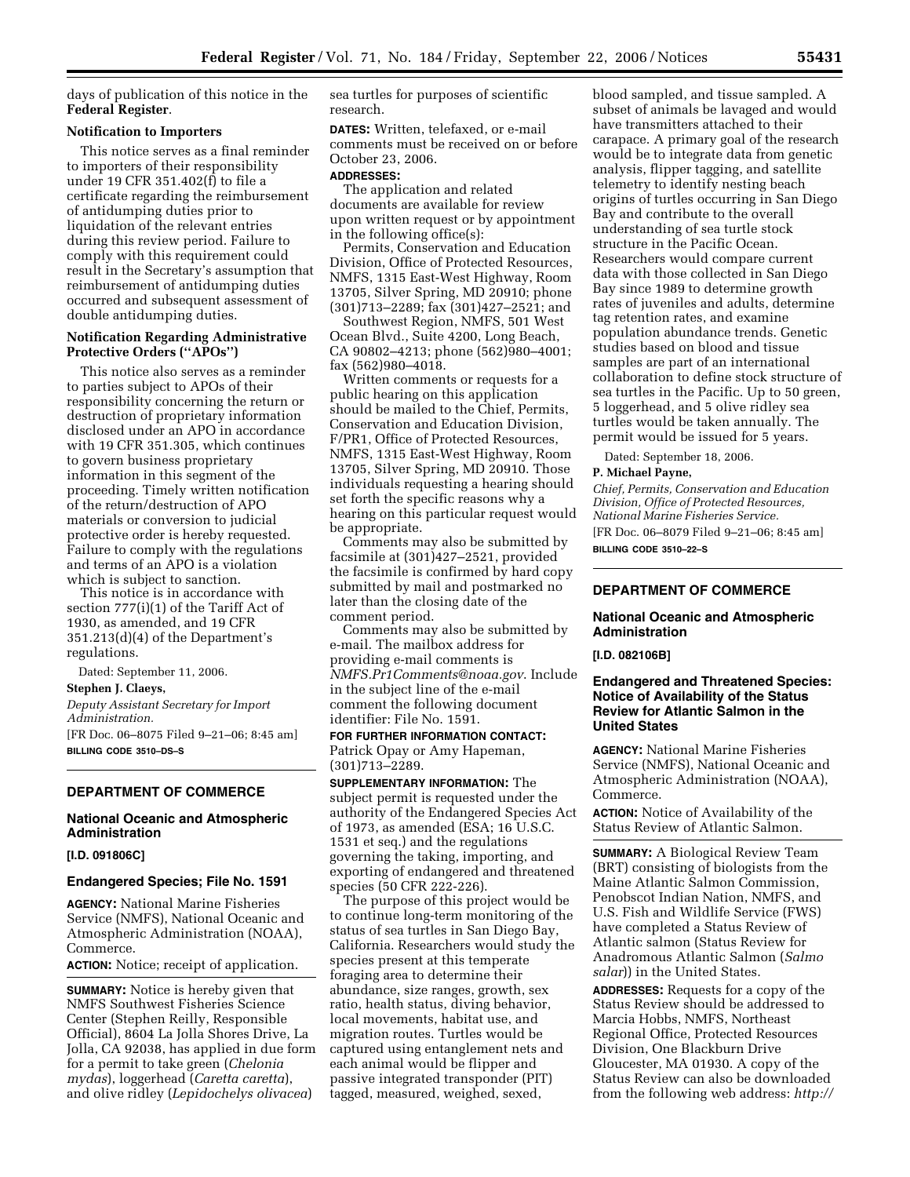days of publication of this notice in the **Federal Register**.

**Notification to Importers**

This notice serves as a final reminder to importers of their responsibility under 19 CFR 351.402(f) to file a certificate regarding the reimbursement of antidumping duties prior to liquidation of the relevant entries during this review period. Failure to comply with this requirement could result in the Secretary's assumption that reimbursement of antidumping duties occurred and subsequent assessment of double antidumping duties.

**Notification Regarding Administrative Protective Orders ("APOs")**

This notice also serves as a reminder to parties subject to APOs of their responsibility concerning the return or destruction of proprietary information disclosed under an APO in accordance with 19 CFR 351.305, which continues to govern business proprietary information in this segment of the proceeding. Timely written notification of the return/destruction of APO materials or conversion to judicial protective order is hereby requested. Failure to comply with the regulations and terms of an APO is a violation which is subject to sanction.

This notice is in accordance with section 777(i)(1) of the Tariff Act of 1930, as amended, and 19 CFR 351.213(d)(4) of the Department's regulations.

Dated: September 11, 2006.

**Stephen J. Claeys,**

*Deputy Assistant Secretary for Import Administration.*

[FR Doc. 06–8075 Filed 9–21–06; 8:45 am]

**BILLING CODE 3510–DS–S**

---

## DEPARTMENT OF COMMERCE

### National Oceanic and Atmospheric Administration

**[I.D. 091806C]**

### Endangered Species; File No. 1591

**AGENCY:** National Marine Fisheries Service (NMFS), National Oceanic and Atmospheric Administration (NOAA), Commerce.

**ACTION:** Notice; receipt of application.

**SUMMARY:** Notice is hereby given that NMFS Southwest Fisheries Science Center (Stephen Reilly, Responsible Official), 8604 La Jolla Shores Drive, La Jolla, CA 92038, has applied in due form for a permit to take green (*Chelonia mydas*), loggerhead (*Caretta caretta*), and olive ridley (*Lepidochelys olivacea*) sea turtles for purposes of scientific research.

**DATES:** Written, telefaxed, or e-mail comments must be received on or before October 23, 2006.

**ADDRESSES:**

The application and related documents are available for review upon written request or by appointment in the following office(s):

Permits, Conservation and Education Division, Office of Protected Resources, NMFS, 1315 East-West Highway, Room 13705, Silver Spring, MD 20910; phone (301)713–2289; fax (301)427–2521; and

Southwest Region, NMFS, 501 West Ocean Blvd., Suite 4200, Long Beach, CA 90802–4213; phone (562)980–4001; fax (562)980–4018.

Written comments or requests for a public hearing on this application should be mailed to the Chief, Permits, Conservation and Education Division, F/PR1, Office of Protected Resources, NMFS, 1315 East-West Highway, Room 13705, Silver Spring, MD 20910. Those individuals requesting a hearing should set forth the specific reasons why a hearing on this particular request would be appropriate.

Comments may also be submitted by facsimile at (301)427–2521, provided the facsimile is confirmed by hard copy submitted by mail and postmarked no later than the closing date of the comment period.

Comments may also be submitted by e-mail. The mailbox address for providing e-mail comments is *NMFS.Pr1Comments@noaa.gov*. Include in the subject line of the e-mail comment the following document identifier: File No. 1591.

**FOR FURTHER INFORMATION CONTACT:** Patrick Opay or Amy Hapeman, (301)713–2289.

**SUPPLEMENTARY INFORMATION:** The subject permit is requested under the authority of the Endangered Species Act of 1973, as amended (ESA; 16 U.S.C. 1531 et seq.) and the regulations governing the taking, importing, and exporting of endangered and threatened species (50 CFR 222-226).

The purpose of this project would be to continue long-term monitoring of the status of sea turtles in San Diego Bay, California. Researchers would study the species present at this temperate foraging area to determine their abundance, size ranges, growth, sex ratio, health status, diving behavior, local movements, habitat use, and migration routes. Turtles would be captured using entanglement nets and each animal would be flipper and passive integrated transponder (PIT) tagged, measured, weighed, sexed, blood sampled, and tissue sampled. A subset of animals be lavaged and would have transmitters attached to their carapace. A primary goal of the research would be to integrate data from genetic analysis, flipper tagging, and satellite telemetry to identify nesting beach origins of turtles occurring in San Diego Bay and contribute to the overall understanding of sea turtle stock structure in the Pacific Ocean. Researchers would compare current data with those collected in San Diego Bay since 1989 to determine growth rates of juveniles and adults, determine tag retention rates, and examine population abundance trends. Genetic studies based on blood and tissue samples are part of an international collaboration to define stock structure of sea turtles in the Pacific. Up to 50 green, 5 loggerhead, and 5 olive ridley sea turtles would be taken annually. The permit would be issued for 5 years.

Dated: September 18, 2006.

**P. Michael Payne,**

*Chief, Permits, Conservation and Education Division, Office of Protected Resources, National Marine Fisheries Service.*

[FR Doc. 06–8079 Filed 9–21–06; 8:45 am]

**BILLING CODE 3510–22–S**

---

## DEPARTMENT OF COMMERCE

### National Oceanic and Atmospheric Administration

**[I.D. 082106B]**

### Endangered and Threatened Species: Notice of Availability of the Status Review for Atlantic Salmon in the United States

**AGENCY:** National Marine Fisheries Service (NMFS), National Oceanic and Atmospheric Administration (NOAA), Commerce.

**ACTION:** Notice of Availability of the Status Review of Atlantic Salmon.

**SUMMARY:** A Biological Review Team (BRT) consisting of biologists from the Maine Atlantic Salmon Commission, Penobscot Indian Nation, NMFS, and U.S. Fish and Wildlife Service (FWS) have completed a Status Review of Atlantic salmon (Status Review for Anadromous Atlantic Salmon (*Salmo salar*)) in the United States.

**ADDRESSES:** Requests for a copy of the Status Review should be addressed to Marcia Hobbs, NMFS, Northeast Regional Office, Protected Resources Division, One Blackburn Drive Gloucester, MA 01930. A copy of the Status Review can also be downloaded from the following web address: *http://*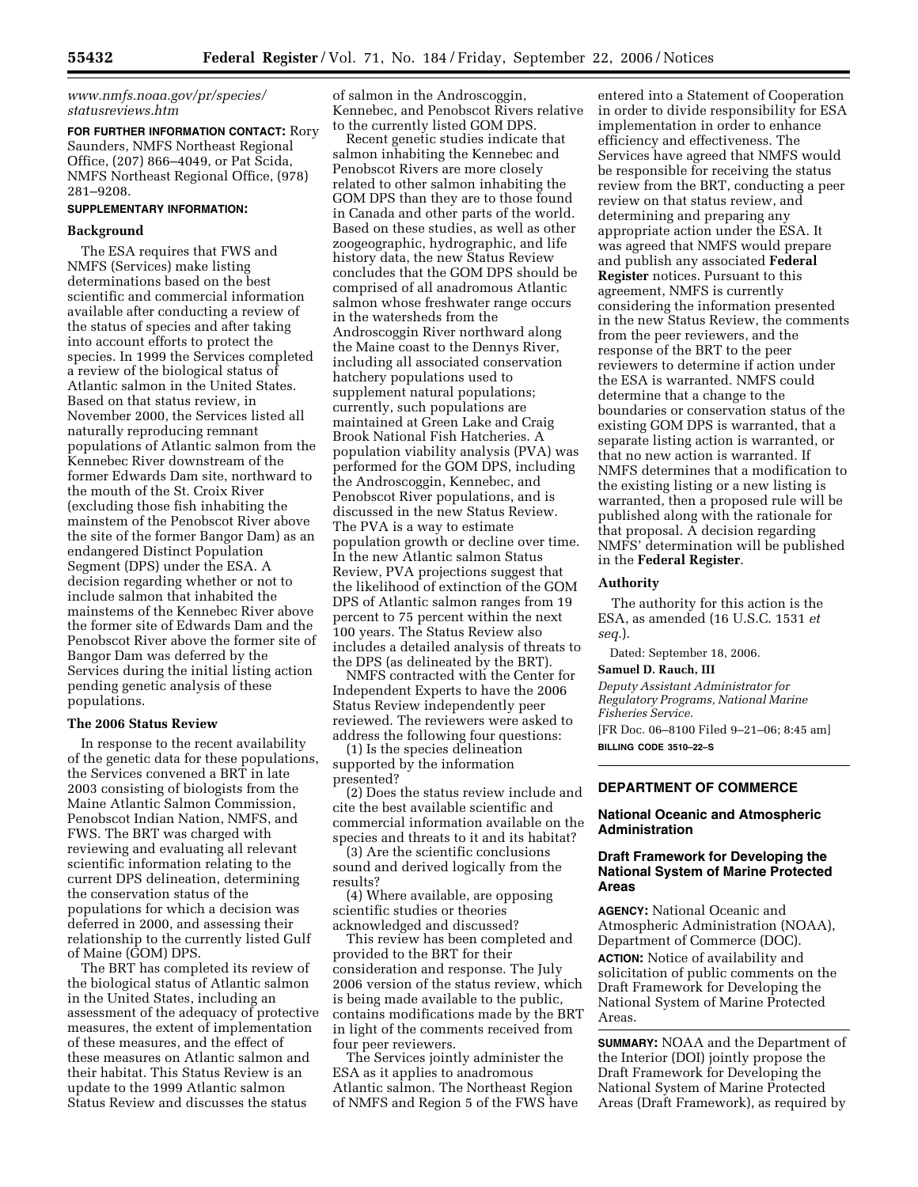*www.nmfs.noaa.gov/pr/species/statusreviews.htm*

**FOR FURTHER INFORMATION CONTACT:** Rory Saunders, NMFS Northeast Regional Office, (207) 866–4049, or Pat Scida, NMFS Northeast Regional Office, (978) 281–9208.

**SUPPLEMENTARY INFORMATION:**

## Background

The ESA requires that FWS and NMFS (Services) make listing determinations based on the best scientific and commercial information available after conducting a review of the status of species and after taking into account efforts to protect the species. In 1999 the Services completed a review of the biological status of Atlantic salmon in the United States. Based on that status review, in November 2000, the Services listed all naturally reproducing remnant populations of Atlantic salmon from the Kennebec River downstream of the former Edwards Dam site, northward to the mouth of the St. Croix River (excluding those fish inhabiting the mainstem of the Penobscot River above the site of the former Bangor Dam) as an endangered Distinct Population Segment (DPS) under the ESA. A decision regarding whether or not to include salmon that inhabited the mainstems of the Kennebec River above the former site of Edwards Dam and the Penobscot River above the former site of Bangor Dam was deferred by the Services during the initial listing action pending genetic analysis of these populations.

## The 2006 Status Review

In response to the recent availability of the genetic data for these populations, the Services convened a BRT in late 2003 consisting of biologists from the Maine Atlantic Salmon Commission, Penobscot Indian Nation, NMFS, and FWS. The BRT was charged with reviewing and evaluating all relevant scientific information relating to the current DPS delineation, determining the conservation status of the populations for which a decision was deferred in 2000, and assessing their relationship to the currently listed Gulf of Maine (GOM) DPS.

The BRT has completed its review of the biological status of Atlantic salmon in the United States, including an assessment of the adequacy of protective measures, the extent of implementation of these measures, and the effect of these measures on Atlantic salmon and their habitat. This Status Review is an update to the 1999 Atlantic salmon Status Review and discusses the status of salmon in the Androscoggin, Kennebec, and Penobscot Rivers relative to the currently listed GOM DPS.

Recent genetic studies indicate that salmon inhabiting the Kennebec and Penobscot Rivers are more closely related to other salmon inhabiting the GOM DPS than they are to those found in Canada and other parts of the world. Based on these studies, as well as other zoogeographic, hydrographic, and life history data, the new Status Review concludes that the GOM DPS should be comprised of all anadromous Atlantic salmon whose freshwater range occurs in the watersheds from the Androscoggin River northward along the Maine coast to the Dennys River, including all associated conservation hatchery populations used to supplement natural populations; currently, such populations are maintained at Green Lake and Craig Brook National Fish Hatcheries. A population viability analysis (PVA) was performed for the GOM DPS, including the Androscoggin, Kennebec, and Penobscot River populations, and is discussed in the new Status Review. The PVA is a way to estimate population growth or decline over time. In the new Atlantic salmon Status Review, PVA projections suggest that the likelihood of extinction of the GOM DPS of Atlantic salmon ranges from 19 percent to 75 percent within the next 100 years. The Status Review also includes a detailed analysis of threats to the DPS (as delineated by the BRT).

NMFS contracted with the Center for Independent Experts to have the 2006 Status Review independently peer reviewed. The reviewers were asked to address the following four questions:

(1) Is the species delineation supported by the information presented?

(2) Does the status review include and cite the best available scientific and commercial information available on the species and threats to it and its habitat?

(3) Are the scientific conclusions sound and derived logically from the results?

(4) Where available, are opposing scientific studies or theories acknowledged and discussed?

This review has been completed and provided to the BRT for their consideration and response. The July 2006 version of the status review, which is being made available to the public, contains modifications made by the BRT in light of the comments received from four peer reviewers.

The Services jointly administer the ESA as it applies to anadromous Atlantic salmon. The Northeast Region of NMFS and Region 5 of the FWS have entered into a Statement of Cooperation in order to divide responsibility for ESA implementation in order to enhance efficiency and effectiveness. The Services have agreed that NMFS would be responsible for receiving the status review from the BRT, conducting a peer review on that status review, and determining and preparing any appropriate action under the ESA. It was agreed that NMFS would prepare and publish any associated **Federal Register** notices. Pursuant to this agreement, NMFS is currently considering the information presented in the new Status Review, the comments from the peer reviewers, and the response of the BRT to the peer reviewers to determine if action under the ESA is warranted. NMFS could determine that a change to the boundaries or conservation status of the existing GOM DPS is warranted, that a separate listing action is warranted, or that no new action is warranted. If NMFS determines that a modification to the existing listing or a new listing is warranted, then a proposed rule will be published along with the rationale for that proposal. A decision regarding NMFS' determination will be published in the **Federal Register**.

## Authority

The authority for this action is the ESA, as amended (16 U.S.C. 1531 *et seq.*).

Dated: September 18, 2006.

**Samuel D. Rauch, III**

*Deputy Assistant Administrator for Regulatory Programs, National Marine Fisheries Service.*

[FR Doc. 06–8100 Filed 9–21–06; 8:45 am]

**BILLING CODE 3510–22–S**

---

# DEPARTMENT OF COMMERCE

## National Oceanic and Atmospheric Administration

### Draft Framework for Developing the National System of Marine Protected Areas

**AGENCY:** National Oceanic and Atmospheric Administration (NOAA), Department of Commerce (DOC).

**ACTION:** Notice of availability and solicitation of public comments on the Draft Framework for Developing the National System of Marine Protected Areas.

**SUMMARY:** NOAA and the Department of the Interior (DOI) jointly propose the Draft Framework for Developing the National System of Marine Protected Areas (Draft Framework), as required by